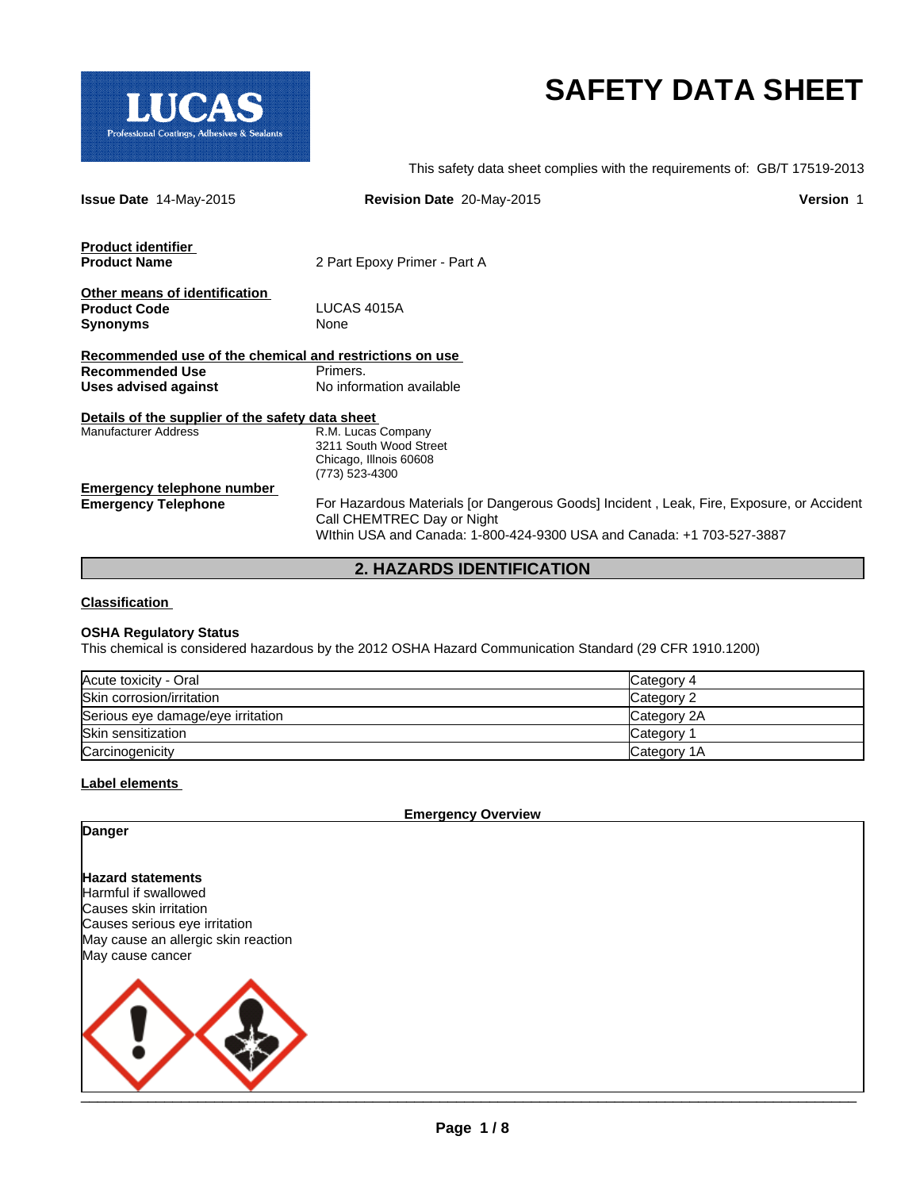# SAFETY DATA SHEET

LUCAS
Professional Coatings, Adhesives & Sealants

This safety data sheet complies with the requirements of: GB/T 17519-2013

**Issue Date** 14-May-2015 **Revision Date** 20-May-2015 **Version** 1

**Product identifier**

**Product Name** 2 Part Epoxy Primer - Part A

**Other means of identification**

**Product Code** LUCAS 4015A

**Synonyms** None

**Recommended use of the chemical and restrictions on use**

**Recommended Use** Primers.

**Uses advised against** No information available

**Details of the supplier of the safety data sheet**

Manufacturer Address

R.M. Lucas Company
3211 South Wood Street
Chicago, Illnois 60608
(773) 523-4300

**Emergency telephone number**

**Emergency Telephone** For Hazardous Materials [or Dangerous Goods] Incident , Leak, Fire, Exposure, or Accident Call CHEMTREC Day or Night
WIthin USA and Canada: 1-800-424-9300 USA and Canada: +1 703-527-3887

## 2. HAZARDS IDENTIFICATION

**Classification**

**OSHA Regulatory Status**

This chemical is considered hazardous by the 2012 OSHA Hazard Communication Standard (29 CFR 1910.1200)

| Hazard | Category |
|---|---|
| Acute toxicity - Oral | Category 4 |
| Skin corrosion/irritation | Category 2 |
| Serious eye damage/eye irritation | Category 2A |
| Skin sensitization | Category 1 |
| Carcinogenicity | Category 1A |

**Label elements**

**Emergency Overview**

**Danger**

**Hazard statements**

Harmful if swallowed
Causes skin irritation
Causes serious eye irritation
May cause an allergic skin reaction
May cause cancer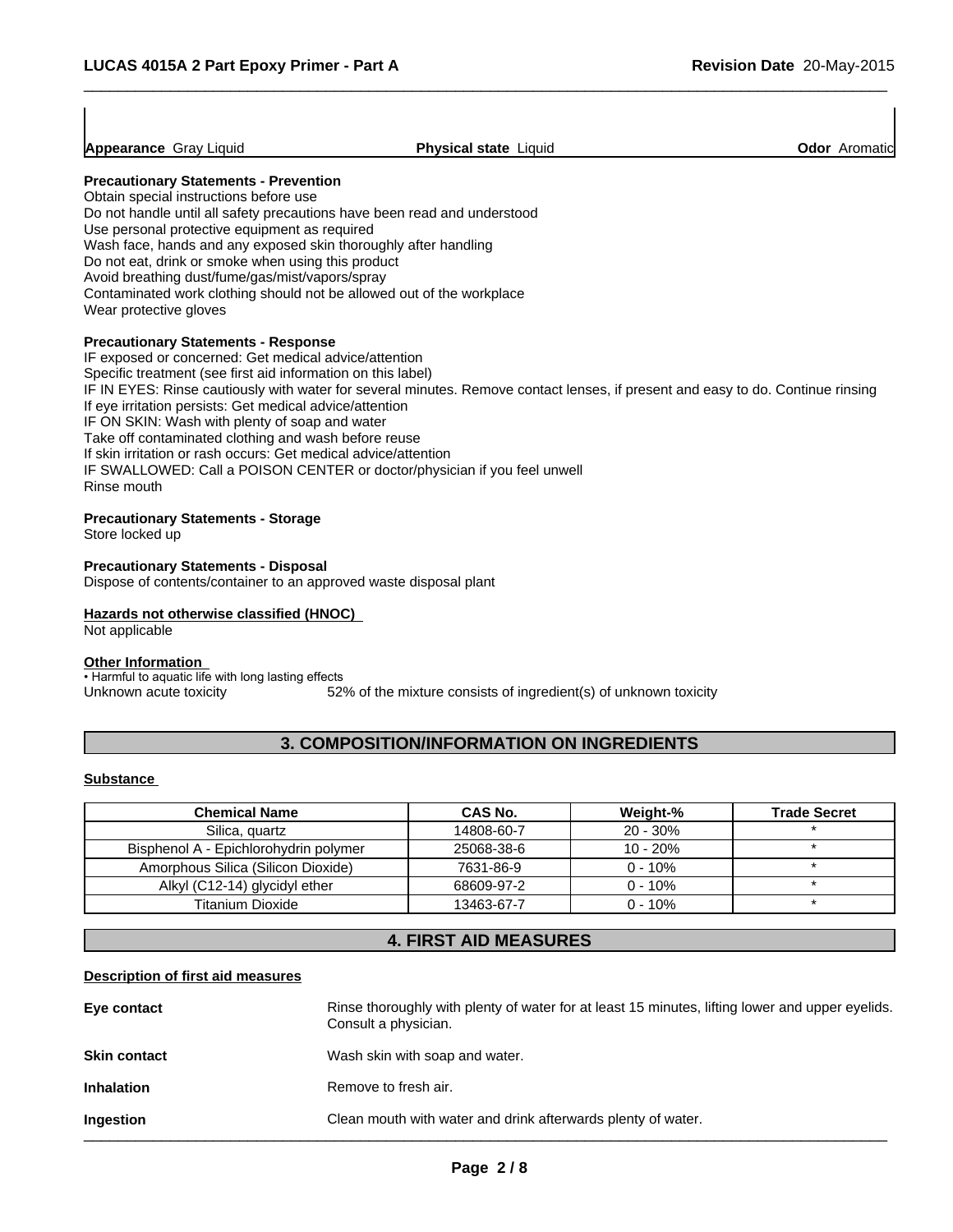**Appearance** Gray Liquid | **Physical state** Liquid | **Odor** Aromatic

**Precautionary Statements - Prevention**
Obtain special instructions before use
Do not handle until all safety precautions have been read and understood
Use personal protective equipment as required
Wash face, hands and any exposed skin thoroughly after handling
Do not eat, drink or smoke when using this product
Avoid breathing dust/fume/gas/mist/vapors/spray
Contaminated work clothing should not be allowed out of the workplace
Wear protective gloves

**Precautionary Statements - Response**
IF exposed or concerned: Get medical advice/attention
Specific treatment (see first aid information on this label)
IF IN EYES: Rinse cautiously with water for several minutes. Remove contact lenses, if present and easy to do. Continue rinsing
If eye irritation persists: Get medical advice/attention
IF ON SKIN: Wash with plenty of soap and water
Take off contaminated clothing and wash before reuse
If skin irritation or rash occurs: Get medical advice/attention
IF SWALLOWED: Call a POISON CENTER or doctor/physician if you feel unwell
Rinse mouth

**Precautionary Statements - Storage**
Store locked up

**Precautionary Statements - Disposal**
Dispose of contents/container to an approved waste disposal plant

**Hazards not otherwise classified (HNOC)**
Not applicable

**Other Information**
• Harmful to aquatic life with long lasting effects
Unknown acute toxicity 52% of the mixture consists of ingredient(s) of unknown toxicity

## 3. COMPOSITION/INFORMATION ON INGREDIENTS

**Substance**

| Chemical Name | CAS No. | Weight-% | Trade Secret |
|---|---|---|---|
| Silica, quartz | 14808-60-7 | 20 - 30% | * |
| Bisphenol A - Epichlorohydrin polymer | 25068-38-6 | 10 - 20% | * |
| Amorphous Silica (Silicon Dioxide) | 7631-86-9 | 0 - 10% | * |
| Alkyl (C12-14) glycidyl ether | 68609-97-2 | 0 - 10% | * |
| Titanium Dioxide | 13463-67-7 | 0 - 10% | * |

## 4. FIRST AID MEASURES

**Description of first aid measures**

**Eye contact** Rinse thoroughly with plenty of water for at least 15 minutes, lifting lower and upper eyelids. Consult a physician.

**Skin contact** Wash skin with soap and water.

**Inhalation** Remove to fresh air.

**Ingestion** Clean mouth with water and drink afterwards plenty of water.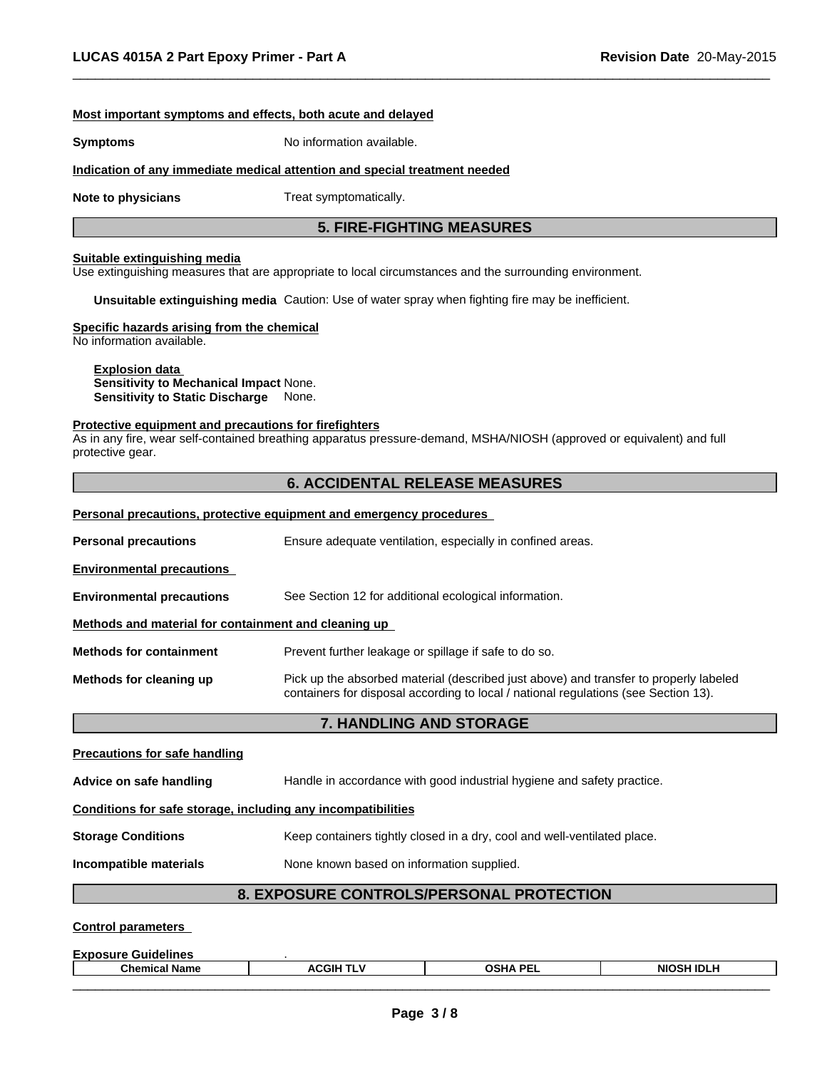**Most important symptoms and effects, both acute and delayed**

**Symptoms** No information available.

**Indication of any immediate medical attention and special treatment needed**

**Note to physicians** Treat symptomatically.

## 5. FIRE-FIGHTING MEASURES

**Suitable extinguishing media**

Use extinguishing measures that are appropriate to local circumstances and the surrounding environment.

**Unsuitable extinguishing media** Caution: Use of water spray when fighting fire may be inefficient.

**Specific hazards arising from the chemical**

No information available.

**Explosion data**

**Sensitivity to Mechanical Impact** None.

**Sensitivity to Static Discharge** None.

**Protective equipment and precautions for firefighters**

As in any fire, wear self-contained breathing apparatus pressure-demand, MSHA/NIOSH (approved or equivalent) and full protective gear.

## 6. ACCIDENTAL RELEASE MEASURES

**Personal precautions, protective equipment and emergency procedures**

**Personal precautions** Ensure adequate ventilation, especially in confined areas.

**Environmental precautions**

**Environmental precautions** See Section 12 for additional ecological information.

**Methods and material for containment and cleaning up**

**Methods for containment** Prevent further leakage or spillage if safe to do so.

**Methods for cleaning up** Pick up the absorbed material (described just above) and transfer to properly labeled containers for disposal according to local / national regulations (see Section 13).

## 7. HANDLING AND STORAGE

**Precautions for safe handling**

**Advice on safe handling** Handle in accordance with good industrial hygiene and safety practice.

**Conditions for safe storage, including any incompatibilities**

**Storage Conditions** Keep containers tightly closed in a dry, cool and well-ventilated place.

**Incompatible materials** None known based on information supplied.

## 8. EXPOSURE CONTROLS/PERSONAL PROTECTION

**Control parameters**

**Exposure Guidelines** .

| Chemical Name | ACGIH TLV | OSHA PEL | NIOSH IDLH |
|---|---|---|---|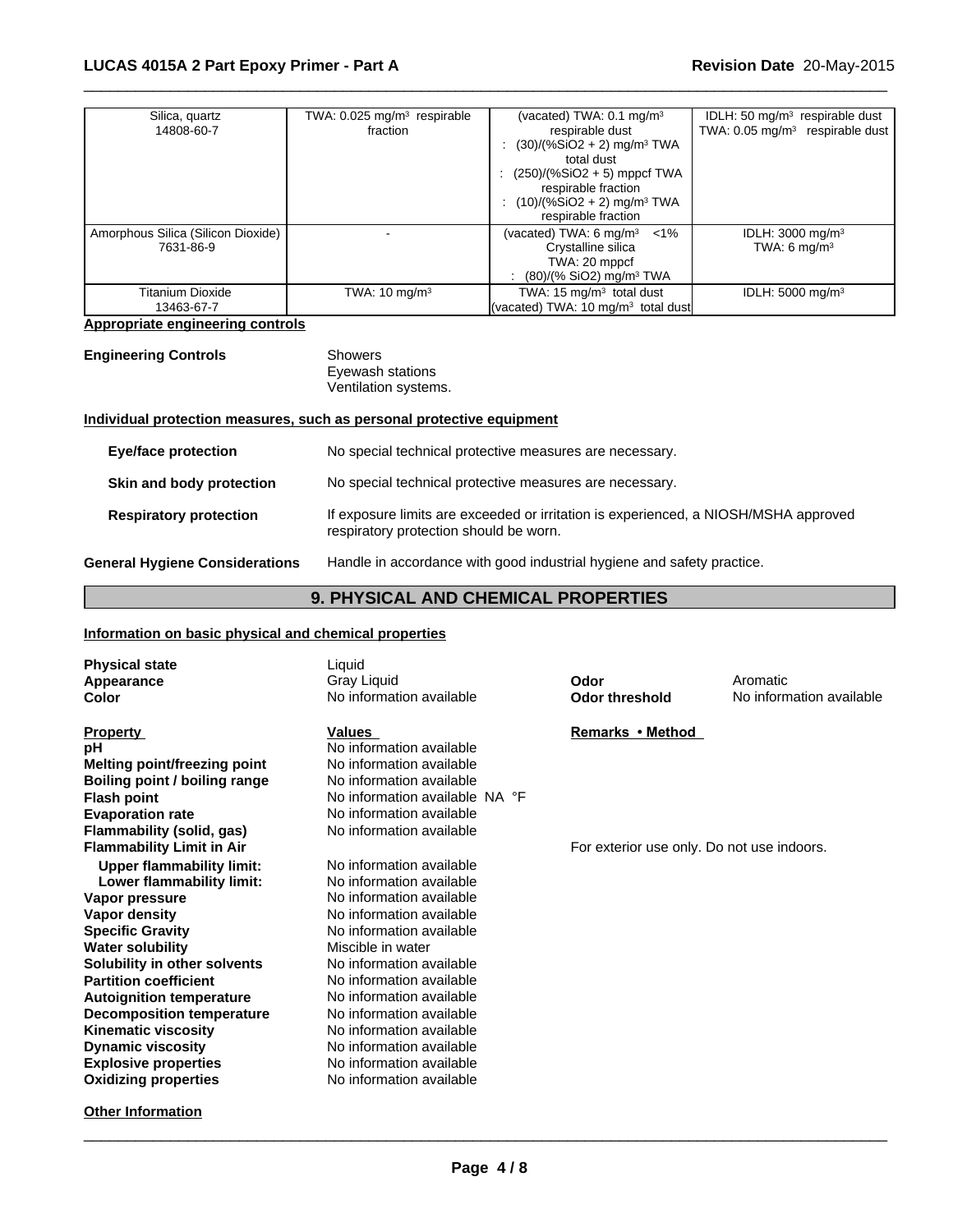| | | | |
|---|---|---|---|
| Silica, quartz<br>14808-60-7 | TWA: 0.025 mg/m³ respirable fraction | (vacated) TWA: 0.1 mg/m³ respirable dust<br>: (30)/(%SiO2 + 2) mg/m³ TWA total dust<br>: (250)/(%SiO2 + 5) mppcf TWA respirable fraction<br>: (10)/(%SiO2 + 2) mg/m³ TWA respirable fraction | IDLH: 50 mg/m³ respirable dust<br>TWA: 0.05 mg/m³ respirable dust |
| Amorphous Silica (Silicon Dioxide)<br>7631-86-9 | - | (vacated) TWA: 6 mg/m³ <1% Crystalline silica<br>TWA: 20 mppcf<br>: (80)/(% SiO2) mg/m³ TWA | IDLH: 3000 mg/m³<br>TWA: 6 mg/m³ |
| Titanium Dioxide<br>13463-67-7 | TWA: 10 mg/m³ | TWA: 15 mg/m³ total dust<br>(vacated) TWA: 10 mg/m³ total dust | IDLH: 5000 mg/m³ |

**Appropriate engineering controls**

**Engineering Controls**
Showers
Eyewash stations
Ventilation systems.

**Individual protection measures, such as personal protective equipment**

**Eye/face protection** No special technical protective measures are necessary.

**Skin and body protection** No special technical protective measures are necessary.

**Respiratory protection** If exposure limits are exceeded or irritation is experienced, a NIOSH/MSHA approved respiratory protection should be worn.

**General Hygiene Considerations** Handle in accordance with good industrial hygiene and safety practice.

## 9. PHYSICAL AND CHEMICAL PROPERTIES

**Information on basic physical and chemical properties**

**Physical state** Liquid
**Appearance** Gray Liquid
**Color** No information available
**Odor** Aromatic
**Odor threshold** No information available

| Property | Values | Remarks • Method |
|---|---|---|
| **pH** | No information available | |
| **Melting point/freezing point** | No information available | |
| **Boiling point / boiling range** | No information available | |
| **Flash point** | No information available NA °F | |
| **Evaporation rate** | No information available | |
| **Flammability (solid, gas)** | No information available | |
| **Flammability Limit in Air** | | For exterior use only. Do not use indoors. |
| **Upper flammability limit:** | No information available | |
| **Lower flammability limit:** | No information available | |
| **Vapor pressure** | No information available | |
| **Vapor density** | No information available | |
| **Specific Gravity** | No information available | |
| **Water solubility** | Miscible in water | |
| **Solubility in other solvents** | No information available | |
| **Partition coefficient** | No information available | |
| **Autoignition temperature** | No information available | |
| **Decomposition temperature** | No information available | |
| **Kinematic viscosity** | No information available | |
| **Dynamic viscosity** | No information available | |
| **Explosive properties** | No information available | |
| **Oxidizing properties** | No information available | |

**Other Information**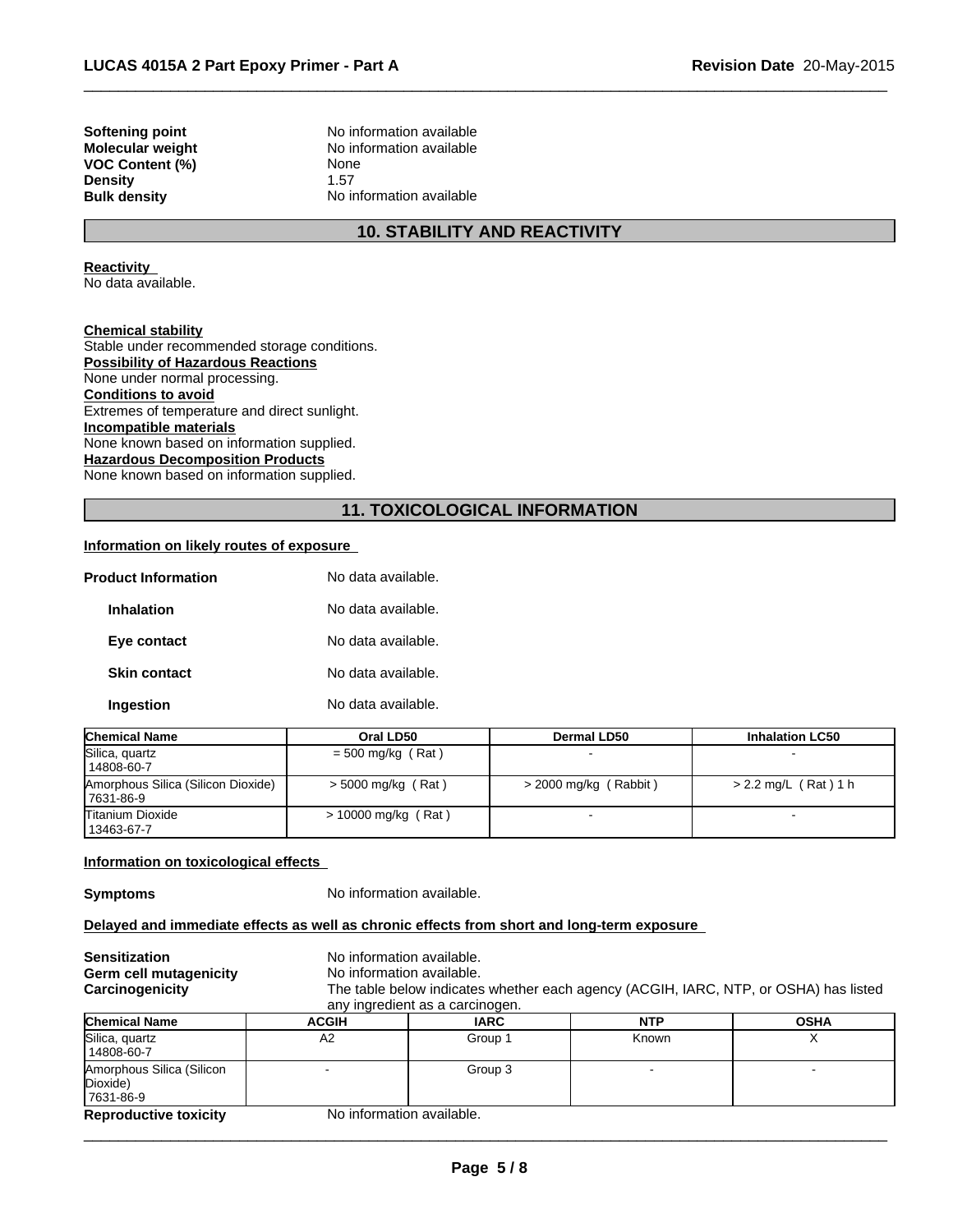| | |
|---|---|
| **Softening point** | No information available |
| **Molecular weight** | No information available |
| **VOC Content (%)** | None |
| **Density** | 1.57 |
| **Bulk density** | No information available |

## 10. STABILITY AND REACTIVITY

**Reactivity**
No data available.

**Chemical stability**
Stable under recommended storage conditions.

**Possibility of Hazardous Reactions**
None under normal processing.

**Conditions to avoid**
Extremes of temperature and direct sunlight.

**Incompatible materials**
None known based on information supplied.

**Hazardous Decomposition Products**
None known based on information supplied.

## 11. TOXICOLOGICAL INFORMATION

**Information on likely routes of exposure**

| | |
|---|---|
| **Product Information** | No data available. |
| **Inhalation** | No data available. |
| **Eye contact** | No data available. |
| **Skin contact** | No data available. |
| **Ingestion** | No data available. |

| Chemical Name | Oral LD50 | Dermal LD50 | Inhalation LC50 |
|---|---|---|---|
| Silica, quartz 14808-60-7 | = 500 mg/kg ( Rat ) | - | - |
| Amorphous Silica (Silicon Dioxide) 7631-86-9 | > 5000 mg/kg ( Rat ) | > 2000 mg/kg ( Rabbit ) | > 2.2 mg/L ( Rat ) 1 h |
| Titanium Dioxide 13463-67-7 | > 10000 mg/kg ( Rat ) | - | - |

**Information on toxicological effects**

**Symptoms** No information available.

**Delayed and immediate effects as well as chronic effects from short and long-term exposure**

| | |
|---|---|
| **Sensitization** | No information available. |
| **Germ cell mutagenicity** | No information available. |
| **Carcinogenicity** | The table below indicates whether each agency (ACGIH, IARC, NTP, or OSHA) has listed any ingredient as a carcinogen. |

| Chemical Name | ACGIH | IARC | NTP | OSHA |
|---|---|---|---|---|
| Silica, quartz 14808-60-7 | A2 | Group 1 | Known | X |
| Amorphous Silica (Silicon Dioxide) 7631-86-9 | - | Group 3 | - | - |

**Reproductive toxicity** No information available.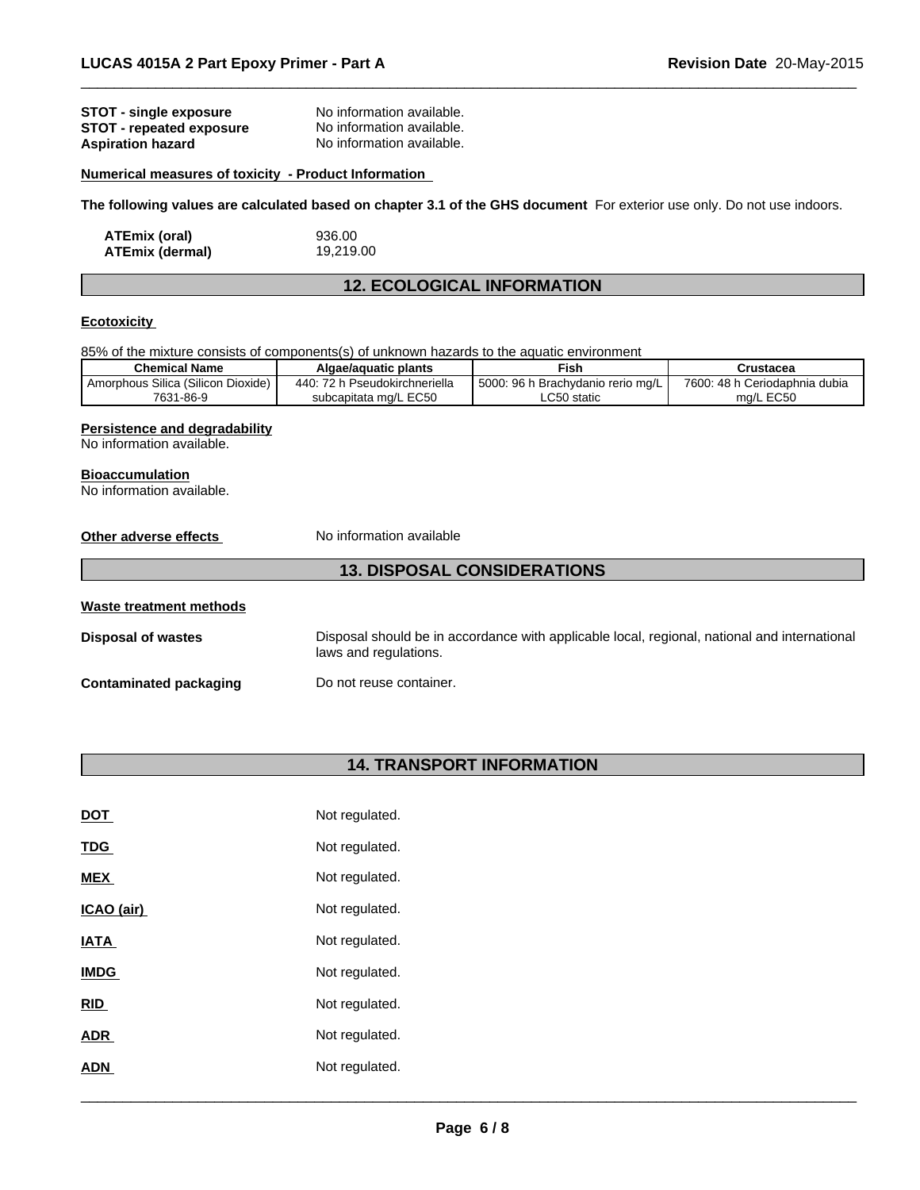**STOT - single exposure** No information available.
**STOT - repeated exposure** No information available.
**Aspiration hazard** No information available.

**Numerical measures of toxicity - Product Information**

**The following values are calculated based on chapter 3.1 of the GHS document** For exterior use only. Do not use indoors.

**ATEmix (oral)** 936.00
**ATEmix (dermal)** 19,219.00

## 12. ECOLOGICAL INFORMATION

**Ecotoxicity**

85% of the mixture consists of components(s) of unknown hazards to the aquatic environment

| Chemical Name | Algae/aquatic plants | Fish | Crustacea |
|---|---|---|---|
| Amorphous Silica (Silicon Dioxide) 7631-86-9 | 440: 72 h Pseudokirchneriella subcapitata mg/L EC50 | 5000: 96 h Brachydanio rerio mg/L LC50 static | 7600: 48 h Ceriodaphnia dubia mg/L EC50 |

**Persistence and degradability**
No information available.

**Bioaccumulation**
No information available.

**Other adverse effects** No information available

## 13. DISPOSAL CONSIDERATIONS

**Waste treatment methods**

**Disposal of wastes** Disposal should be in accordance with applicable local, regional, national and international laws and regulations.

**Contaminated packaging** Do not reuse container.

## 14. TRANSPORT INFORMATION

**DOT** Not regulated.

**TDG** Not regulated.

**MEX** Not regulated.

**ICAO (air)** Not regulated.

**IATA** Not regulated.

**IMDG** Not regulated.

**RID** Not regulated.

**ADR** Not regulated.

**ADN** Not regulated.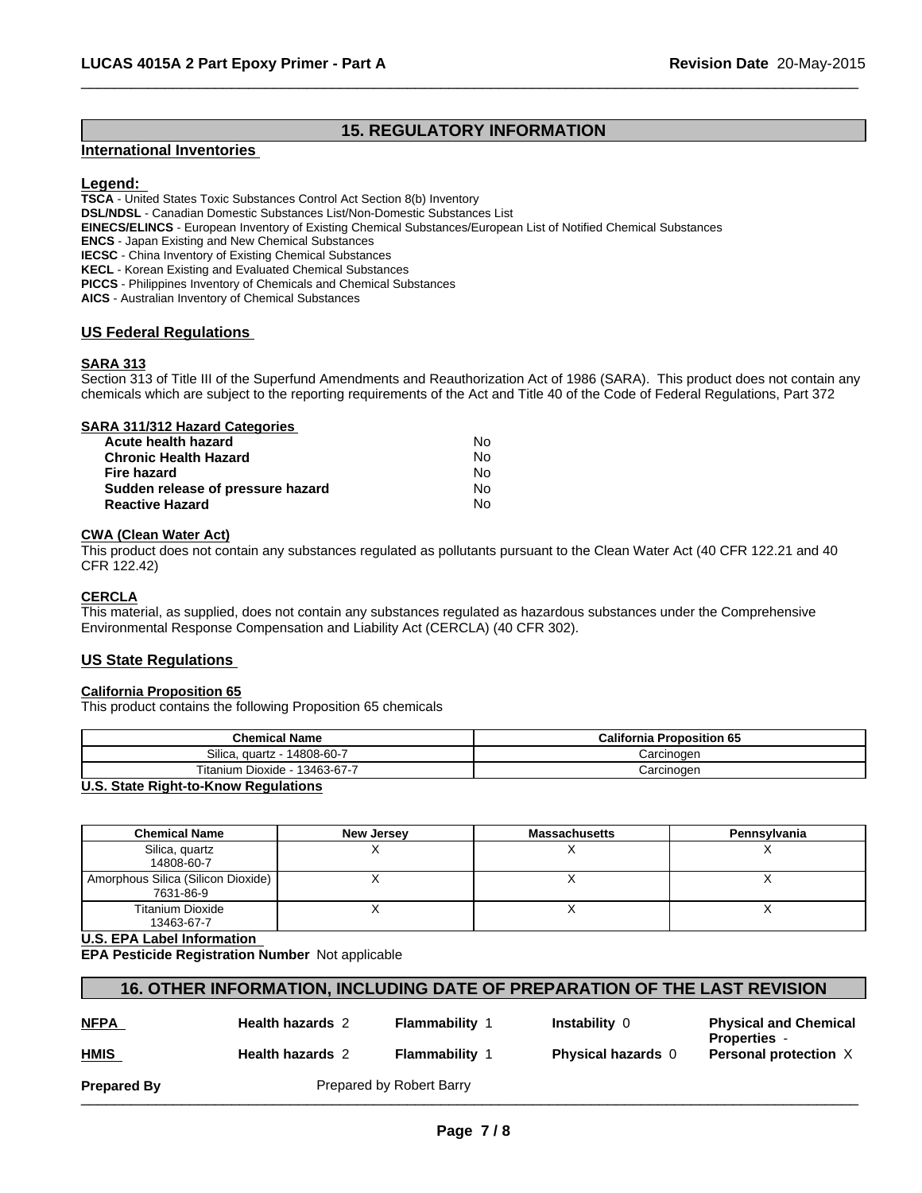## 15. REGULATORY INFORMATION

### International Inventories

**Legend:**

**TSCA** - United States Toxic Substances Control Act Section 8(b) Inventory
**DSL/NDSL** - Canadian Domestic Substances List/Non-Domestic Substances List
**EINECS/ELINCS** - European Inventory of Existing Chemical Substances/European List of Notified Chemical Substances
**ENCS** - Japan Existing and New Chemical Substances
**IECSC** - China Inventory of Existing Chemical Substances
**KECL** - Korean Existing and Evaluated Chemical Substances
**PICCS** - Philippines Inventory of Chemicals and Chemical Substances
**AICS** - Australian Inventory of Chemical Substances

### US Federal Regulations

**SARA 313**

Section 313 of Title III of the Superfund Amendments and Reauthorization Act of 1986 (SARA). This product does not contain any chemicals which are subject to the reporting requirements of the Act and Title 40 of the Code of Federal Regulations, Part 372

**SARA 311/312 Hazard Categories**

| | |
|---|---|
| **Acute health hazard** | No |
| **Chronic Health Hazard** | No |
| **Fire hazard** | No |
| **Sudden release of pressure hazard** | No |
| **Reactive Hazard** | No |

**CWA (Clean Water Act)**

This product does not contain any substances regulated as pollutants pursuant to the Clean Water Act (40 CFR 122.21 and 40 CFR 122.42)

**CERCLA**

This material, as supplied, does not contain any substances regulated as hazardous substances under the Comprehensive Environmental Response Compensation and Liability Act (CERCLA) (40 CFR 302).

### US State Regulations

**California Proposition 65**

This product contains the following Proposition 65 chemicals

| Chemical Name | California Proposition 65 |
|---|---|
| Silica, quartz - 14808-60-7 | Carcinogen |
| Titanium Dioxide - 13463-67-7 | Carcinogen |

**U.S. State Right-to-Know Regulations**

| Chemical Name | New Jersey | Massachusetts | Pennsylvania |
|---|---|---|---|
| Silica, quartz 14808-60-7 | X | X | X |
| Amorphous Silica (Silicon Dioxide) 7631-86-9 | X | X | X |
| Titanium Dioxide 13463-67-7 | X | X | X |

**U.S. EPA Label Information**

**EPA Pesticide Registration Number** Not applicable

## 16. OTHER INFORMATION, INCLUDING DATE OF PREPARATION OF THE LAST REVISION

| | | | | |
|---|---|---|---|---|
| **NFPA** | **Health hazards** 2 | **Flammability** 1 | **Instability** 0 | **Physical and Chemical Properties** - |
| **HMIS** | **Health hazards** 2 | **Flammability** 1 | **Physical hazards** 0 | **Personal protection** X |

**Prepared By** Prepared by Robert Barry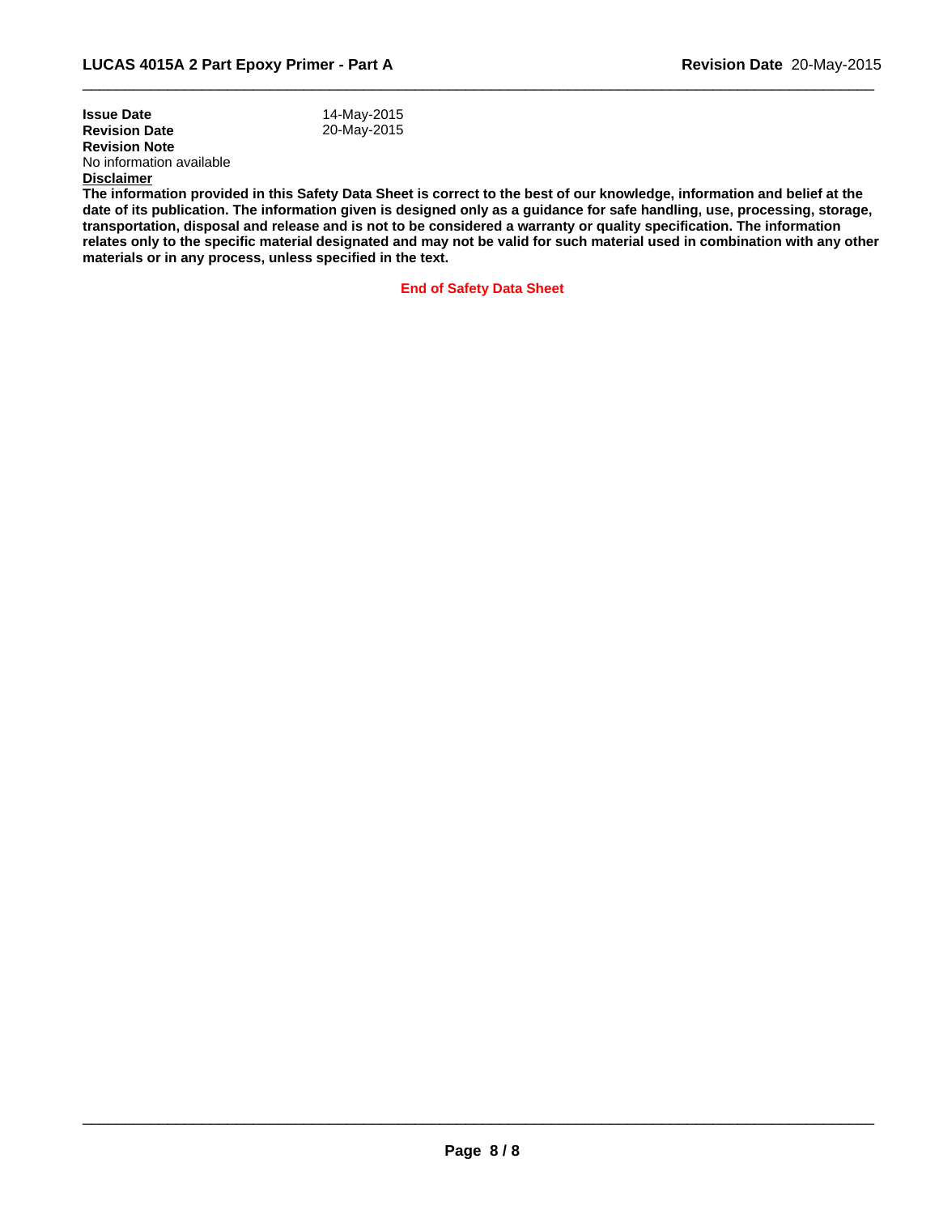**Issue Date** 14-May-2015
**Revision Date** 20-May-2015
**Revision Note**
No information available

**Disclaimer**

**The information provided in this Safety Data Sheet is correct to the best of our knowledge, information and belief at the date of its publication. The information given is designed only as a guidance for safe handling, use, processing, storage, transportation, disposal and release and is not to be considered a warranty or quality specification. The information relates only to the specific material designated and may not be valid for such material used in combination with any other materials or in any process, unless specified in the text.**

**End of Safety Data Sheet**